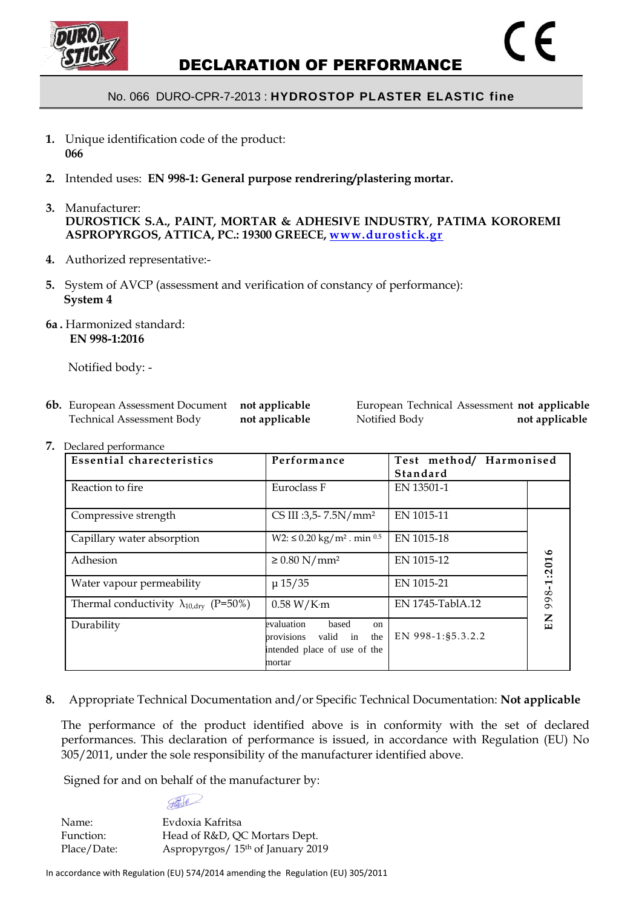# DECLARATION OF PERFORMANCE

No. 066 DURO-CPR-7-2013 : **HYDROSTOP PLASTER ELASTIC fine**

1. Unique identification code of the product:
   **066**

2. Intended uses: **EN 998-1: General purpose rendrering/plastering mortar.**

3. Manufacturer:
   **DUROSTICK S.A., PAINT, MORTAR & ADHESIVE INDUSTRY, PATIMA KOROREMI ASPROPYRGOS, ATTICA, PC.: 19300 GREECE, www.durostick.gr**

4. Authorized representative:-

5. System of AVCP (assessment and verification of constancy of performance):
   **System 4**

6a. Harmonized standard:
   **EN 998-1:2016**

   Notified body: -

6b. European Assessment Document **not applicable**
    Technical Assessment Body **not applicable**
    European Technical Assessment **not applicable**
    Notified Body **not applicable**

7. Declared performance

| Essential charecteristics | Performance | Test method/ Harmonised Standard | |
|---|---|---|---|
| Reaction to fire | Euroclass F | EN 13501-1 | |
| Compressive strength | CS III :3,5- 7.5N/mm² | EN 1015-11 | EN 998-1:2016 |
| Capillary water absorption | W2: ≤ 0.20 kg/m² . min $^{0.5}$ | EN 1015-18 | |
| Adhesion | ≥ 0.80 N/mm² | EN 1015-12 | |
| Water vapour permeability | μ 15/35 | EN 1015-21 | |
| Thermal conductivity $\lambda_{10,dry}$ (P=50%) | 0.58 W/K·m | EN 1745-TablA.12 | |
| Durability | evaluation based on provisions valid in the intended place of use of the mortar | EN 998-1:§5.3.2.2 | |

8. Appropriate Technical Documentation and/or Specific Technical Documentation: **Not applicable**

The performance of the product identified above is in conformity with the set of declared performances. This declaration of performance is issued, in accordance with Regulation (EU) No 305/2011, under the sole responsibility of the manufacturer identified above.

Signed for and on behalf of the manufacturer by:

Name: Evdoxia Kafritsa
Function: Head of R&D, QC Mortars Dept.
Place/Date: Aspropyrgos/ 15th of January 2019

In accordance with Regulation (EU) 574/2014 amending the Regulation (EU) 305/2011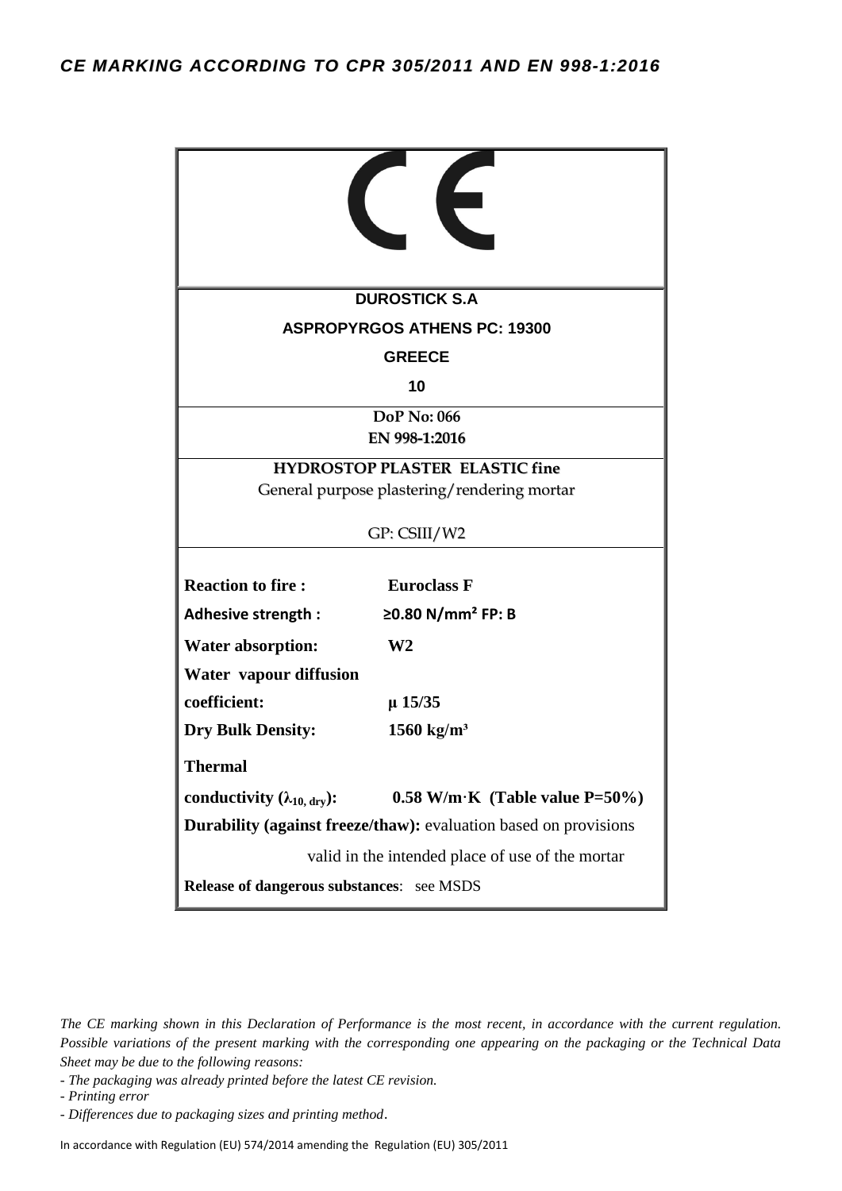# *CE MARKING ACCORDING TO CPR 305/2011 AND EN 998-1:2016*

CE

**DUROSTICK S.A**

**ASPROPYRGOS ATHENS PC: 19300**

**GREECE**

**10**

**DoP No: 066**

**EN 998-1:2016**

**HYDROSTOP PLASTER ELASTIC fine**

General purpose plastering/rendering mortar

GP: CSIII/W2

| | |
|---|---|
| **Reaction to fire :** | **Euroclass F** |
| **Adhesive strength :** | **≥0.80 N/mm² FP: B** |
| **Water absorption:** | **W2** |
| **Water vapour diffusion coefficient:** | **μ 15/35** |
| **Dry Bulk Density:** | **1560 kg/m³** |
| **Thermal conductivity ($\lambda_{10, dry}$):** | **0.58 W/m·K (Table value P=50%)** |

**Durability (against freeze/thaw):** evaluation based on provisions valid in the intended place of use of the mortar

**Release of dangerous substances**: see MSDS

*The CE marking shown in this Declaration of Performance is the most recent, in accordance with the current regulation. Possible variations of the present marking with the corresponding one appearing on the packaging or the Technical Data Sheet may be due to the following reasons:*

- *The packaging was already printed before the latest CE revision.*
- *Printing error*
- *Differences due to packaging sizes and printing method.*

In accordance with Regulation (EU) 574/2014 amending the Regulation (EU) 305/2011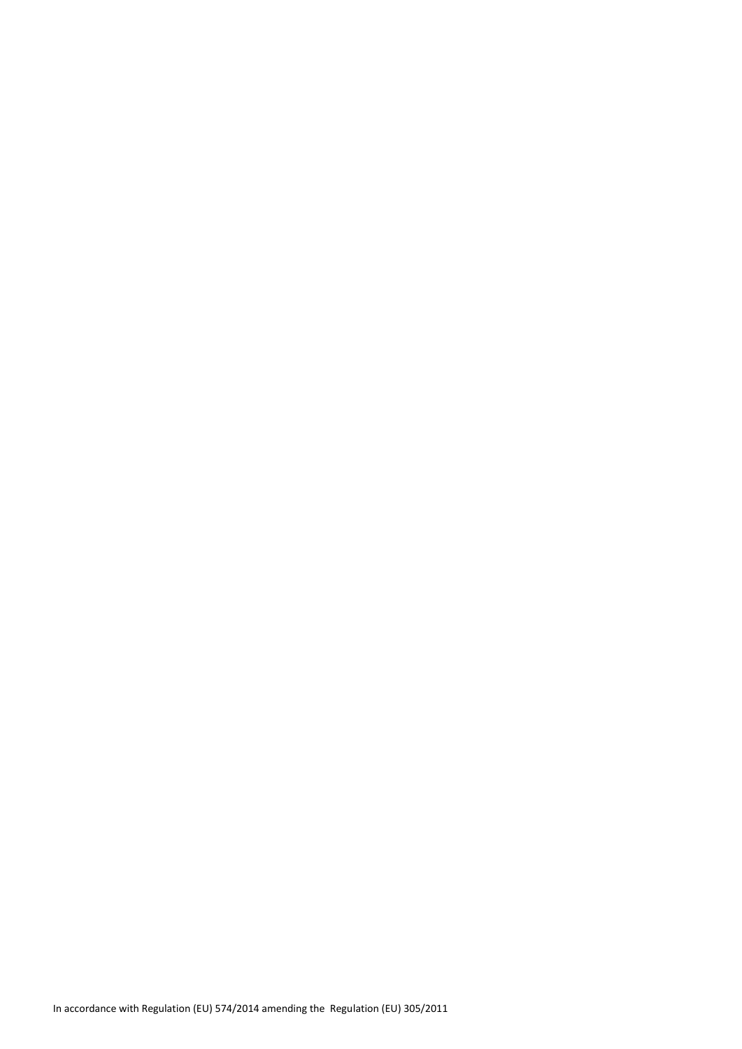In accordance with Regulation (EU) 574/2014 amending the Regulation (EU) 305/2011